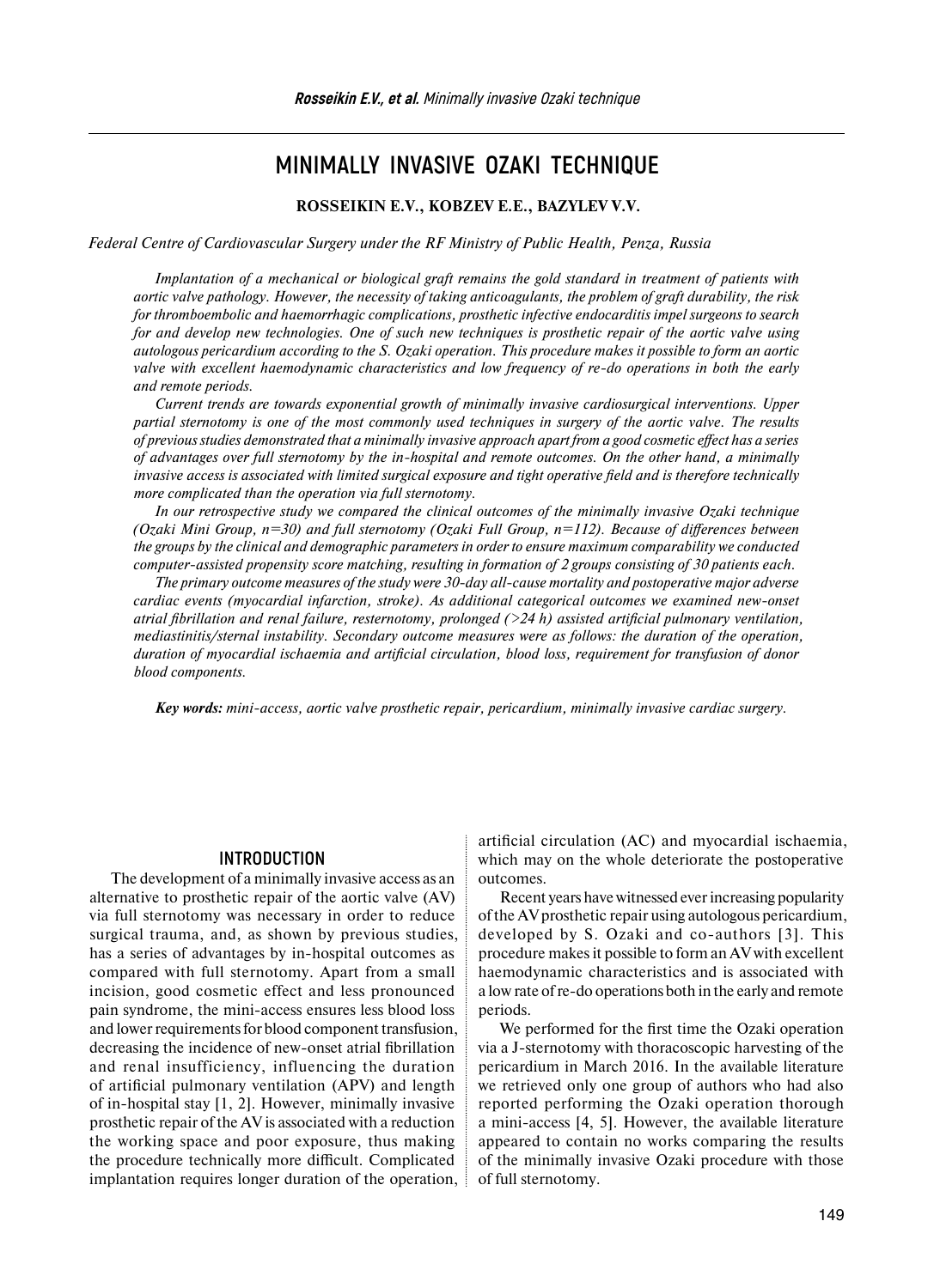# MINIMALLY INVASIVE OZAKI TECHNIQUE

**ROSSEIKIN E.V., KOBZEV E.E., BAZYLEV V.V.**

*Federal Centre of Cardiovascular Surgery under the RF Ministry of Public Health, Penza, Russia*

*Implantation of a mechanical or biological graft remains the gold standard in treatment of patients with aortic valve pathology. However, the necessity of taking anticoagulants, the problem of graft durability, the risk for thromboembolic and haemorrhagic complications, prosthetic infective endocarditis impel surgeons to search for and develop new technologies. One of such new techniques is prosthetic repair of the aortic valve using autologous pericardium according to the S. Ozaki operation. This procedure makes it possible to form an aortic valve with excellent haemodynamic characteristics and low frequency of re-do operations in both the early and remote periods.*

*Current trends are towards exponential growth of minimally invasive cardiosurgical interventions. Upper partial sternotomy is one of the most commonly used techniques in surgery of the aortic valve. The results of previous studies demonstrated that a minimally invasive approach apart from a good cosmetic effect has a series of advantages over full sternotomy by the in-hospital and remote outcomes. On the other hand, a minimally invasive access is associated with limited surgical exposure and tight operative field and is therefore technically more complicated than the operation via full sternotomy.*

*In our retrospective study we compared the clinical outcomes of the minimally invasive Ozaki technique (Ozaki Mini Group, n=30) and full sternotomy (Ozaki Full Group, n=112). Because of differences between the groups by the clinical and demographic parameters in order to ensure maximum comparability we conducted computer-assisted propensity score matching, resulting in formation of 2 groups consisting of 30 patients each.*

*The primary outcome measures of the study were 30-day all-cause mortality and postoperative major adverse cardiac events (myocardial infarction, stroke). As additional categorical outcomes we examined new-onset atrial fibrillation and renal failure, resternotomy, prolonged (>24 h) assisted artificial pulmonary ventilation, mediastinitis/sternal instability. Secondary outcome measures were as follows: the duration of the operation, duration of myocardial ischaemia and artificial circulation, blood loss, requirement for transfusion of donor blood components.*

***Key words:** mini-access, aortic valve prosthetic repair, pericardium, minimally invasive cardiac surgery.*

## INTRODUCTION

The development of a minimally invasive access as an alternative to prosthetic repair of the aortic valve (AV) via full sternotomy was necessary in order to reduce surgical trauma, and, as shown by previous studies, has a series of advantages by in-hospital outcomes as compared with full sternotomy. Apart from a small incision, good cosmetic effect and less pronounced pain syndrome, the mini-access ensures less blood loss and lower requirements for blood component transfusion, decreasing the incidence of new-onset atrial fibrillation and renal insufficiency, influencing the duration of artificial pulmonary ventilation (APV) and length of in-hospital stay [1, 2]. However, minimally invasive prosthetic repair of the AV is associated with a reduction the working space and poor exposure, thus making the procedure technically more difficult. Complicated implantation requires longer duration of the operation, artificial circulation (AC) and myocardial ischaemia, which may on the whole deteriorate the postoperative outcomes.

Recent years have witnessed ever increasing popularity of the AV prosthetic repair using autologous pericardium, developed by S. Ozaki and co-authors [3]. This procedure makes it possible to form an AV with excellent haemodynamic characteristics and is associated with a low rate of re-do operations both in the early and remote periods.

We performed for the first time the Ozaki operation via a J-sternotomy with thoracoscopic harvesting of the pericardium in March 2016. In the available literature we retrieved only one group of authors who had also reported performing the Ozaki operation thorough a mini-access [4, 5]. However, the available literature appeared to contain no works comparing the results of the minimally invasive Ozaki procedure with those of full sternotomy.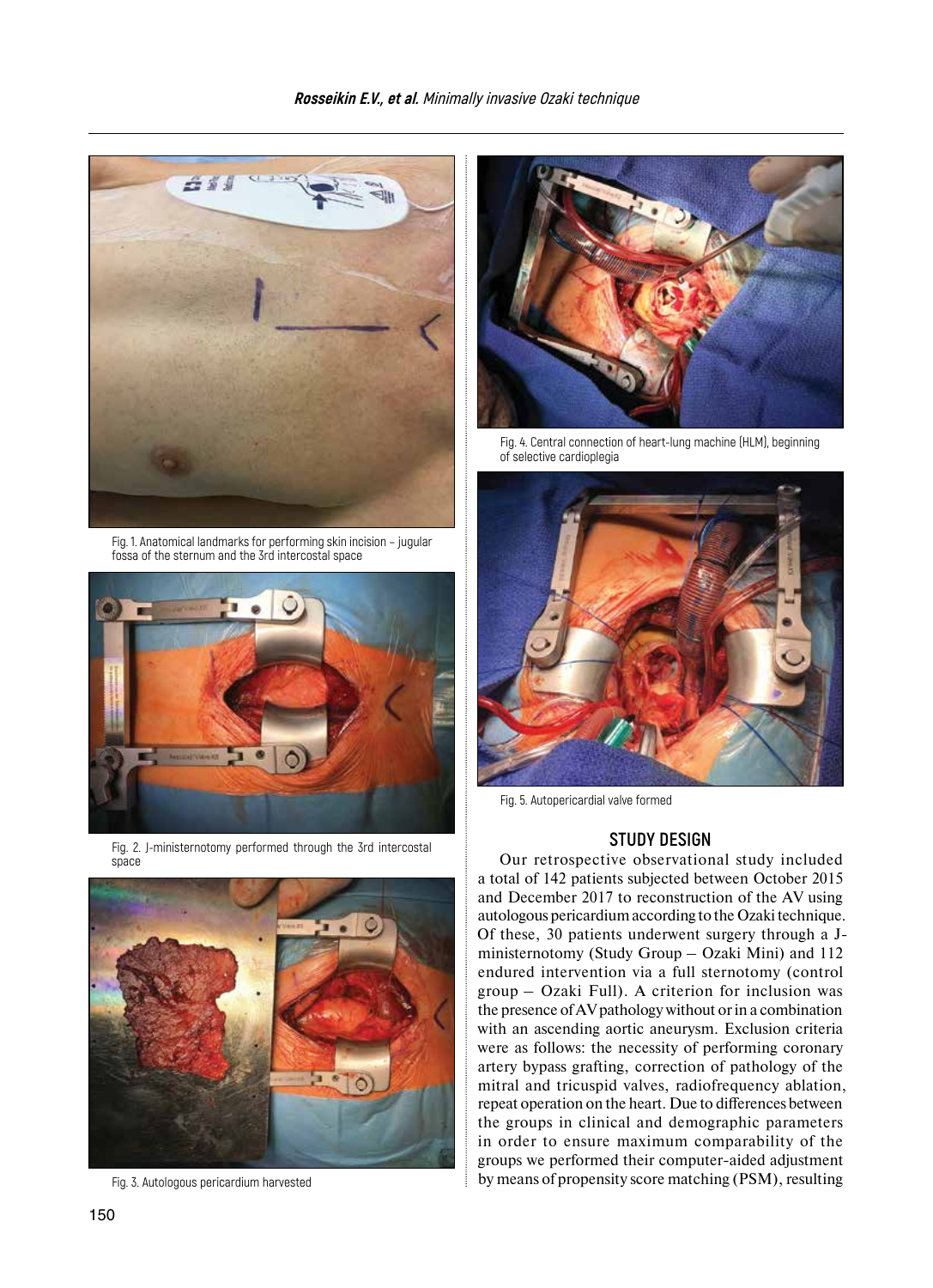Fig. 1. Anatomical landmarks for performing skin incision – jugular fossa of the sternum and the 3rd intercostal space

Fig. 2. J-ministernotomy performed through the 3rd intercostal space

Fig. 3. Autologous pericardium harvested

Fig. 4. Central connection of heart-lung machine (HLM), beginning of selective cardioplegia

Fig. 5. Autopericardial valve formed

## STUDY DESIGN

Our retrospective observational study included a total of 142 patients subjected between October 2015 and December 2017 to reconstruction of the AV using autologous pericardium according to the Ozaki technique. Of these, 30 patients underwent surgery through a J-ministernotomy (Study Group – Ozaki Mini) and 112 endured intervention via a full sternotomy (control group – Ozaki Full). A criterion for inclusion was the presence of AV pathology without or in a combination with an ascending aortic aneurysm. Exclusion criteria were as follows: the necessity of performing coronary artery bypass grafting, correction of pathology of the mitral and tricuspid valves, radiofrequency ablation, repeat operation on the heart. Due to differences between the groups in clinical and demographic parameters in order to ensure maximum comparability of the groups we performed their computer-aided adjustment by means of propensity score matching (PSM), resulting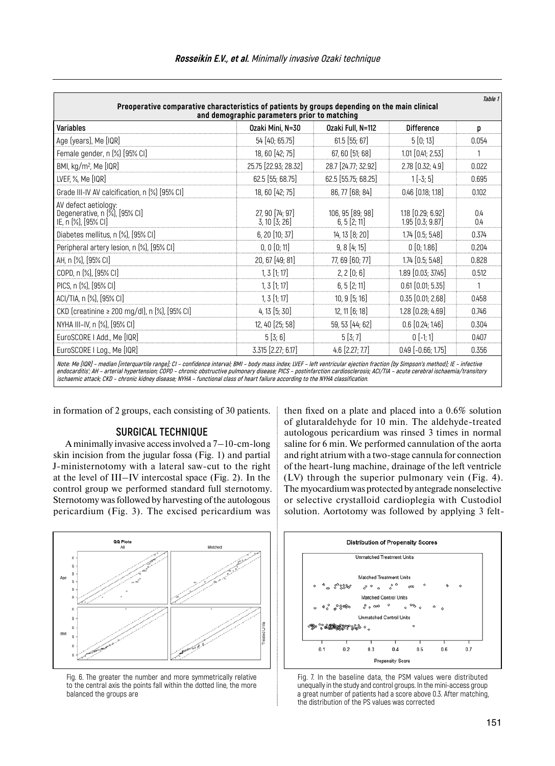Table 1

**Preoperative comparative characteristics of patients by groups depending on the main clinical and demographic parameters prior to matching**

| Variables | Ozaki Mini, N=30 | Ozaki Full, N=112 | Difference | p |
|---|---|---|---|---|
| Age (years), Me [IQR] | 54 [40; 65.75] | 61.5 [55; 67] | 5 [0; 13] | 0.054 |
| Female gender, n (%) [95% CI] | 18, 60 [42; 75] | 67, 60 [51; 68] | 1.01 [0.41; 2.53] | 1 |
| BMI, kg/m², Me [IQR] | 25.75 [22.93; 28.32] | 28.7 [24.77; 32.92] | 2.78 [0.32; 4.9] | 0.022 |
| LVEF, %, Me [IQR] | 62.5 [55; 68.75] | 62.5 [55.75; 68.25] | 1 [-3; 5] | 0.695 |
| Grade III-IV AV calcification, n (%) [95% CI] | 18, 60 [42; 75] | 86, 77 [68; 84] | 0.46 [0.18; 1.18] | 0.102 |
| AV defect aetiology:<br>Degenerative, n (%), [95% CI]<br>IE, n (%), [95% CI] | <br>27, 90 [74; 97]<br>3, 10 [3; 26] | <br>106, 95 [89; 98]<br>6, 5 [2; 11] | <br>1.18 [0.29; 6.92]<br>1.95 [0.3; 9.87] | <br>0.4<br>0.4 |
| Diabetes mellitus, n (%), [95% CI] | 6, 20 [10; 37] | 14, 13 [8; 20] | 1.74 [0.5; 5.48] | 0.374 |
| Peripheral artery lesion, n (%), [95% CI] | 0, 0 [0; 11] | 9, 8 [4; 15] | 0 [0; 1.86] | 0.204 |
| AH, n (%), [95% CI] | 20, 67 [49; 81] | 77, 69 [60; 77] | 1.74 [0.5; 5.48] | 0.828 |
| COPD, n (%), [95% CI] | 1, 3 [1; 17] | 2, 2 [0; 6] | 1.89 [0.03; 37.45] | 0.512 |
| PICS, n (%), [95% CI] | 1, 3 [1; 17] | 6, 5 [2; 11] | 0.61 [0.01; 5.35] | 1 |
| ACI/TIA, n (%), [95% CI] | 1, 3 [1; 17] | 10, 9 [5; 16] | 0.35 [0.01; 2.68] | 0.458 |
| CKD (creatinine ≥ 200 mg/dl), n (%), [95% CI] | 4, 13 [5; 30] | 12, 11 [6; 18] | 1.28 [0.28; 4.69] | 0.746 |
| NYHA III–IV, n (%), [95% CI] | 12, 40 [25; 58] | 59, 53 [44; 62] | 0.6 [0.24; 1.46] | 0.304 |
| EuroSCORE I Add., Me [IQR] | 5 [3; 6] | 5 [3; 7] | 0 [-1; 1] | 0.407 |
| EuroSCORE I Log., Me [IQR] | 3.315 [2.27; 6.17] | 4.6 [2.27; 7.7] | 0.49 [-0.66; 1.75] | 0.356 |

*Note: Me [IQR] – median [interquartile range]; CI – confidence interval; BMI – body mass index; LVEF – left ventricular ejection fraction (by Simpson's method); IE – infective endocarditis'; AH – arterial hypertension; COPD – chronic obstructive pulmonary disease; PICS – postinfarction cardiosclerosis; ACI/TIA – acute cerebral ischaemia/transitory ischaemic attack; CKD – chronic kidney disease; NYHA – functional class of heart failure according to the NYHA classification.*

in formation of 2 groups, each consisting of 30 patients.

## SURGICAL TECHNIQUE

A minimally invasive access involved a 7–10-cm-long skin incision from the jugular fossa (Fig. 1) and partial J-ministernotomy with a lateral saw-cut to the right at the level of III–IV intercostal space (Fig. 2). In the control group we performed standard full sternotomy. Sternotomy was followed by harvesting of the autologous pericardium (Fig. 3). The excised pericardium was then fixed on a plate and placed into a 0.6% solution of glutaraldehyde for 10 min. The aldehyde-treated autologous pericardium was rinsed 3 times in normal saline for 6 min. We performed cannulation of the aorta and right atrium with a two-stage cannula for connection of the heart-lung machine, drainage of the left ventricle (LV) through the superior pulmonary vein (Fig. 4). The myocardium was protected by antegrade nonselective or selective crystalloid cardioplegia with Custodiol solution. Aortotomy was followed by applying 3 felt-

Fig. 6. The greater the number and more symmetrically relative to the central axis the points fall within the dotted line, the more balanced the groups are

Fig. 7. In the baseline data, the PSM values were distributed unequally in the study and control groups. In the mini-access group a great number of patients had a score above 0.3. After matching, the distribution of the PS values was corrected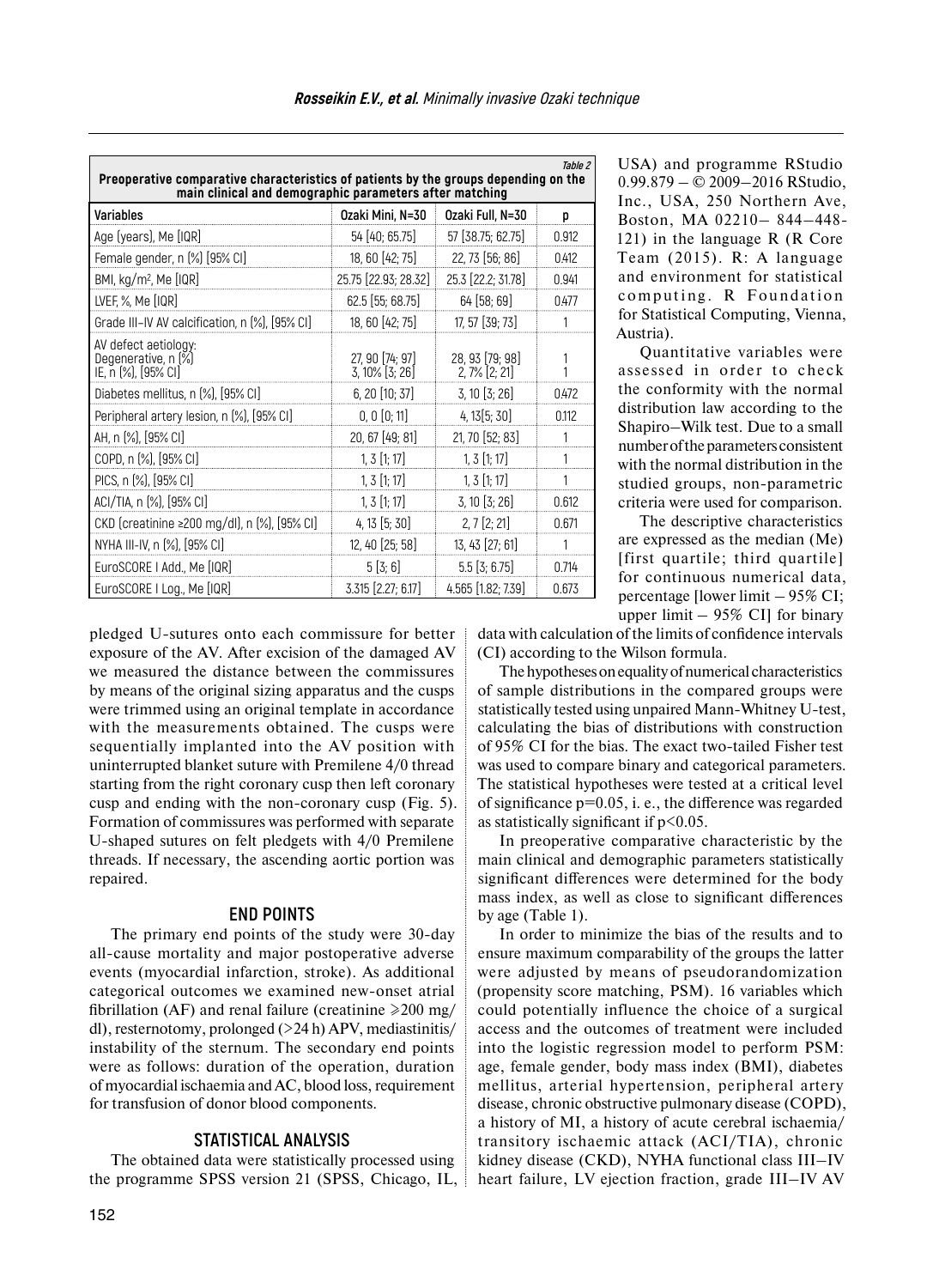Table 2

**Preoperative comparative characteristics of patients by the groups depending on the main clinical and demographic parameters after matching**

| Variables | Ozaki Mini, N=30 | Ozaki Full, N=30 | p |
|---|---|---|---|
| Age (years), Me [IQR] | 54 [40; 65.75] | 57 [38.75; 62.75] | 0.912 |
| Female gender, n (%) [95% CI] | 18, 60 [42; 75] | 22, 73 [56; 86] | 0.412 |
| BMI, kg/m$^2$, Me [IQR] | 25.75 [22.93; 28.32] | 25.3 [22.2; 31.78] | 0.941 |
| LVEF, %, Me [IQR] | 62.5 [55; 68.75] | 64 [58; 69] | 0.477 |
| Grade III–IV AV calcification, n (%), [95% CI] | 18, 60 [42; 75] | 17, 57 [39; 73] | 1 |
| AV defect aetiology: Degenerative, n (%) IE, n (%), [95% CI] | 27, 90 [74; 97] 3, 10% [3; 26] | 28, 93 [79; 98] 2, 7% [2; 21] | 1 1 |
| Diabetes mellitus, n (%), [95% CI] | 6, 20 [10; 37] | 3, 10 [3; 26] | 0.472 |
| Peripheral artery lesion, n (%), [95% CI] | 0, 0 [0; 11] | 4, 13[5; 30] | 0.112 |
| AH, n (%), [95% CI] | 20, 67 [49; 81] | 21, 70 [52; 83] | 1 |
| COPD, n (%), [95% CI] | 1, 3 [1; 17] | 1, 3 [1; 17] | 1 |
| PICS, n (%), [95% CI] | 1, 3 [1; 17] | 1, 3 [1; 17] | 1 |
| ACI/TIA, n (%), [95% CI] | 1, 3 [1; 17] | 3, 10 [3; 26] | 0.612 |
| CKD (creatinine ≥200 mg/dl), n (%), [95% CI] | 4, 13 [5; 30] | 2, 7 [2; 21] | 0.671 |
| NYHA III-IV, n (%), [95% CI] | 12, 40 [25; 58] | 13, 43 [27; 61] | 1 |
| EuroSCORE I Add., Me [IQR] | 5 [3; 6] | 5.5 [3; 6.75] | 0.714 |
| EuroSCORE I Log., Me [IQR] | 3.315 [2.27; 6.17] | 4.565 [1.82; 7.39] | 0.673 |

pledged U-sutures onto each commissure for better exposure of the AV. After excision of the damaged AV we measured the distance between the commissures by means of the original sizing apparatus and the cusps were trimmed using an original template in accordance with the measurements obtained. The cusps were sequentially implanted into the AV position with uninterrupted blanket suture with Premilene 4/0 thread starting from the right coronary cusp then left coronary cusp and ending with the non-coronary cusp (Fig. 5). Formation of commissures was performed with separate U-shaped sutures on felt pledgets with 4/0 Premilene threads. If necessary, the ascending aortic portion was repaired.

## END POINTS

The primary end points of the study were 30-day all-cause mortality and major postoperative adverse events (myocardial infarction, stroke). As additional categorical outcomes we examined new-onset atrial fibrillation (AF) and renal failure (creatinine ⩾200 mg/dl), resternotomy, prolonged (>24 h) APV, mediastinitis/instability of the sternum. The secondary end points were as follows: duration of the operation, duration of myocardial ischaemia and AC, blood loss, requirement for transfusion of donor blood components.

## STATISTICAL ANALYSIS

The obtained data were statistically processed using the programme SPSS version 21 (SPSS, Chicago, IL, USA) and programme RStudio 0.99.879 – © 2009–2016 RStudio, Inc., USA, 250 Northern Ave, Boston, MA 02210– 844–448-121) in the language R (R Core Team (2015). R: A language and environment for statistical computing. R Foundation for Statistical Computing, Vienna, Austria).

Quantitative variables were assessed in order to check the conformity with the normal distribution law according to the Shapiro–Wilk test. Due to a small number of the parameters consistent with the normal distribution in the studied groups, non-parametric criteria were used for comparison.

The descriptive characteristics are expressed as the median (Me) [first quartile; third quartile] for continuous numerical data, percentage [lower limit – 95% CI; upper limit – 95% CI] for binary data with calculation of the limits of confidence intervals (CI) according to the Wilson formula.

The hypotheses on equality of numerical characteristics of sample distributions in the compared groups were statistically tested using unpaired Mann-Whitney U-test, calculating the bias of distributions with construction of 95% CI for the bias. The exact two-tailed Fisher test was used to compare binary and categorical parameters. The statistical hypotheses were tested at a critical level of significance p=0.05, i. e., the difference was regarded as statistically significant if $p<0.05$.

In preoperative comparative characteristic by the main clinical and demographic parameters statistically significant differences were determined for the body mass index, as well as close to significant differences by age (Table 1).

In order to minimize the bias of the results and to ensure maximum comparability of the groups the latter were adjusted by means of pseudorandomization (propensity score matching, PSM). 16 variables which could potentially influence the choice of a surgical access and the outcomes of treatment were included into the logistic regression model to perform PSM: age, female gender, body mass index (BMI), diabetes mellitus, arterial hypertension, peripheral artery disease, chronic obstructive pulmonary disease (COPD), a history of MI, a history of acute cerebral ischaemia/transitory ischaemic attack (ACI/TIA), chronic kidney disease (CKD), NYHA functional class III–IV heart failure, LV ejection fraction, grade III–IV AV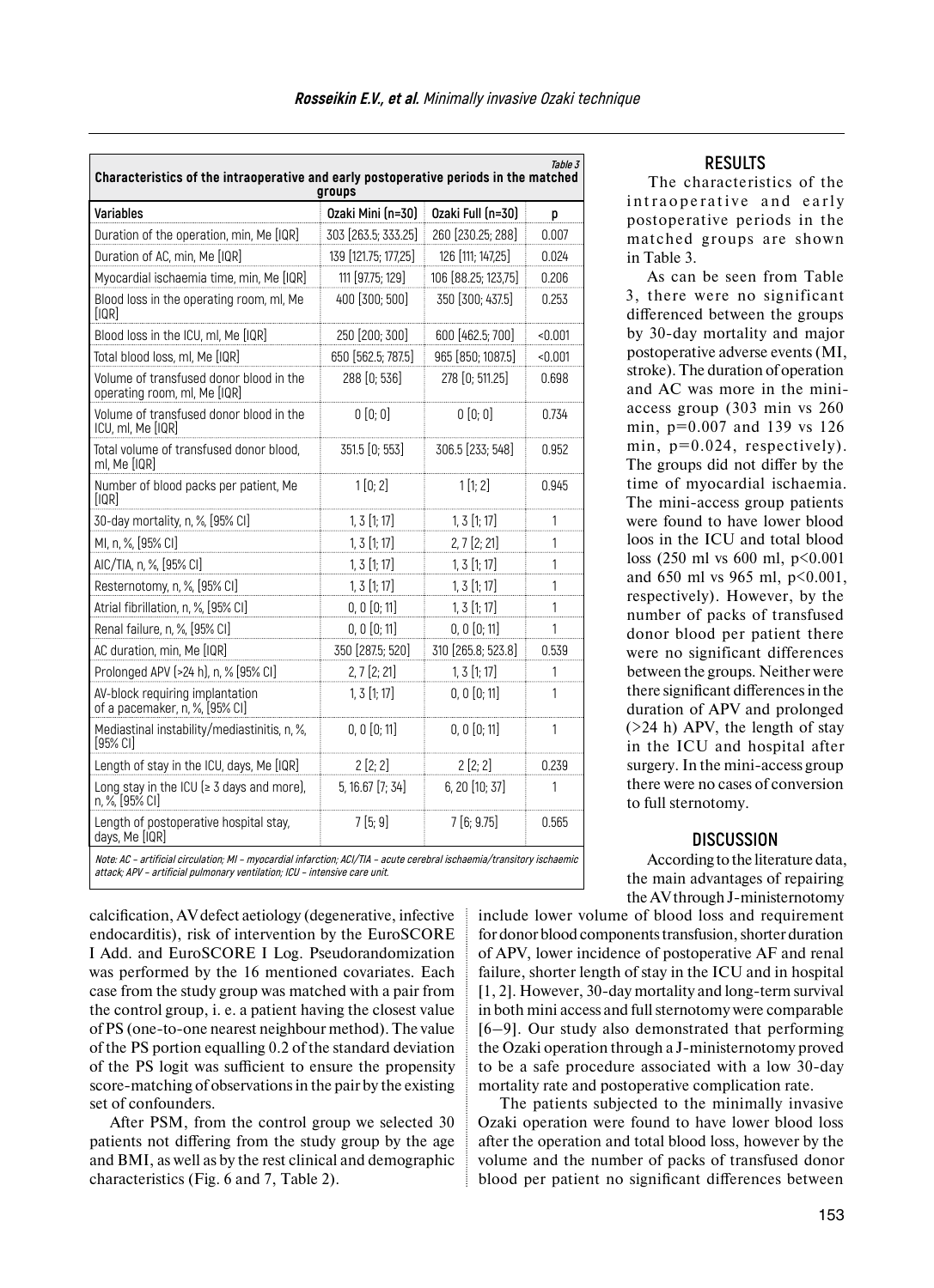Table 3

**Characteristics of the intraoperative and early postoperative periods in the matched groups**

| Variables | Ozaki Mini (n=30) | Ozaki Full (n=30) | p |
|---|---|---|---|
| Duration of the operation, min, Me [IQR] | 303 [263.5; 333.25] | 260 [230.25; 288] | 0.007 |
| Duration of AC, min, Me [IQR] | 139 [121.75; 177,25] | 126 [111; 147,25] | 0.024 |
| Myocardial ischaemia time, min, Me [IQR] | 111 [97.75; 129] | 106 [88.25; 123,75] | 0.206 |
| Blood loss in the operating room, ml, Me [IQR] | 400 [300; 500] | 350 [300; 437.5] | 0.253 |
| Blood loss in the ICU, ml, Me [IQR] | 250 [200; 300] | 600 [462.5; 700] | <0.001 |
| Total blood loss, ml, Me [IQR] | 650 [562.5; 787.5] | 965 [850; 1087.5] | <0.001 |
| Volume of transfused donor blood in the operating room, ml, Me [IQR] | 288 [0; 536] | 278 [0; 511.25] | 0.698 |
| Volume of transfused donor blood in the ICU, ml, Me [IQR] | 0 [0; 0] | 0 [0; 0] | 0.734 |
| Total volume of transfused donor blood, ml, Me [IQR] | 351.5 [0; 553] | 306.5 [233; 548] | 0.952 |
| Number of blood packs per patient, Me [IQR] | 1 [0; 2] | 1 [1; 2] | 0.945 |
| 30-day mortality, n, %, [95% CI] | 1, 3 [1; 17] | 1, 3 [1; 17] | 1 |
| MI, n, %, [95% CI] | 1, 3 [1; 17] | 2, 7 [2; 21] | 1 |
| AIC/TIA, n, %, [95% CI] | 1, 3 [1; 17] | 1, 3 [1; 17] | 1 |
| Resternotomy, n, %, [95% CI] | 1, 3 [1; 17] | 1, 3 [1; 17] | 1 |
| Atrial fibrillation, n, %, [95% CI] | 0, 0 [0; 11] | 1, 3 [1; 17] | 1 |
| Renal failure, n, %, [95% CI] | 0, 0 [0; 11] | 0, 0 [0; 11] | 1 |
| AC duration, min, Me [IQR] | 350 [287.5; 520] | 310 [265.8; 523.8] | 0.539 |
| Prolonged APV (>24 h), n, % [95% CI] | 2, 7 [2; 21] | 1, 3 [1; 17] | 1 |
| AV-block requiring implantation of a pacemaker, n, %, [95% CI] | 1, 3 [1; 17] | 0, 0 [0; 11] | 1 |
| Mediastinal instability/mediastinitis, n, %, [95% CI] | 0, 0 [0; 11] | 0, 0 [0; 11] | 1 |
| Length of stay in the ICU, days, Me [IQR] | 2 [2; 2] | 2 [2; 2] | 0.239 |
| Long stay in the ICU (≥ 3 days and more), n, %, [95% CI] | 5, 16.67 [7; 34] | 6, 20 [10; 37] | 1 |
| Length of postoperative hospital stay, days, Me [IQR] | 7 [5; 9] | 7 [6; 9.75] | 0.565 |

*Note: AC – artificial circulation; MI – myocardial infarction; ACI/TIA – acute cerebral ischaemia/transitory ischaemic attack; APV – artificial pulmonary ventilation; ICU – intensive care unit.*

calcification, AV defect aetiology (degenerative, infective endocarditis), risk of intervention by the EuroSCORE I Add. and EuroSCORE I Log. Pseudorandomization was performed by the 16 mentioned covariates. Each case from the study group was matched with a pair from the control group, i. e. a patient having the closest value of PS (one-to-one nearest neighbour method). The value of the PS portion equalling 0.2 of the standard deviation of the PS logit was sufficient to ensure the propensity score-matching of observations in the pair by the existing set of confounders.

After PSM, from the control group we selected 30 patients not differing from the study group by the age and BMI, as well as by the rest clinical and demographic characteristics (Fig. 6 and 7, Table 2).

## RESULTS

The characteristics of the intraoperative and early postoperative periods in the matched groups are shown in Table 3.

As can be seen from Table 3, there were no significant differenced between the groups by 30-day mortality and major postoperative adverse events (MI, stroke). The duration of operation and AC was more in the mini-access group (303 min vs 260 min, p=0.007 and 139 vs 126 min, p=0.024, respectively). The groups did not differ by the time of myocardial ischaemia. The mini-access group patients were found to have lower blood loos in the ICU and total blood loss (250 ml vs 600 ml, p<0.001 and 650 ml vs 965 ml, p<0.001, respectively). However, by the number of packs of transfused donor blood per patient there were no significant differences between the groups. Neither were there significant differences in the duration of APV and prolonged (>24 h) APV, the length of stay in the ICU and hospital after surgery. In the mini-access group there were no cases of conversion to full sternotomy.

## DISCUSSION

According to the literature data, the main advantages of repairing the AV through J-ministernotomy include lower volume of blood loss and requirement for donor blood components transfusion, shorter duration of APV, lower incidence of postoperative AF and renal failure, shorter length of stay in the ICU and in hospital [1, 2]. However, 30-day mortality and long-term survival in both mini access and full sternotomy were comparable [6–9]. Our study also demonstrated that performing the Ozaki operation through a J-ministernotomy proved to be a safe procedure associated with a low 30-day mortality rate and postoperative complication rate.

The patients subjected to the minimally invasive Ozaki operation were found to have lower blood loss after the operation and total blood loss, however by the volume and the number of packs of transfused donor blood per patient no significant differences between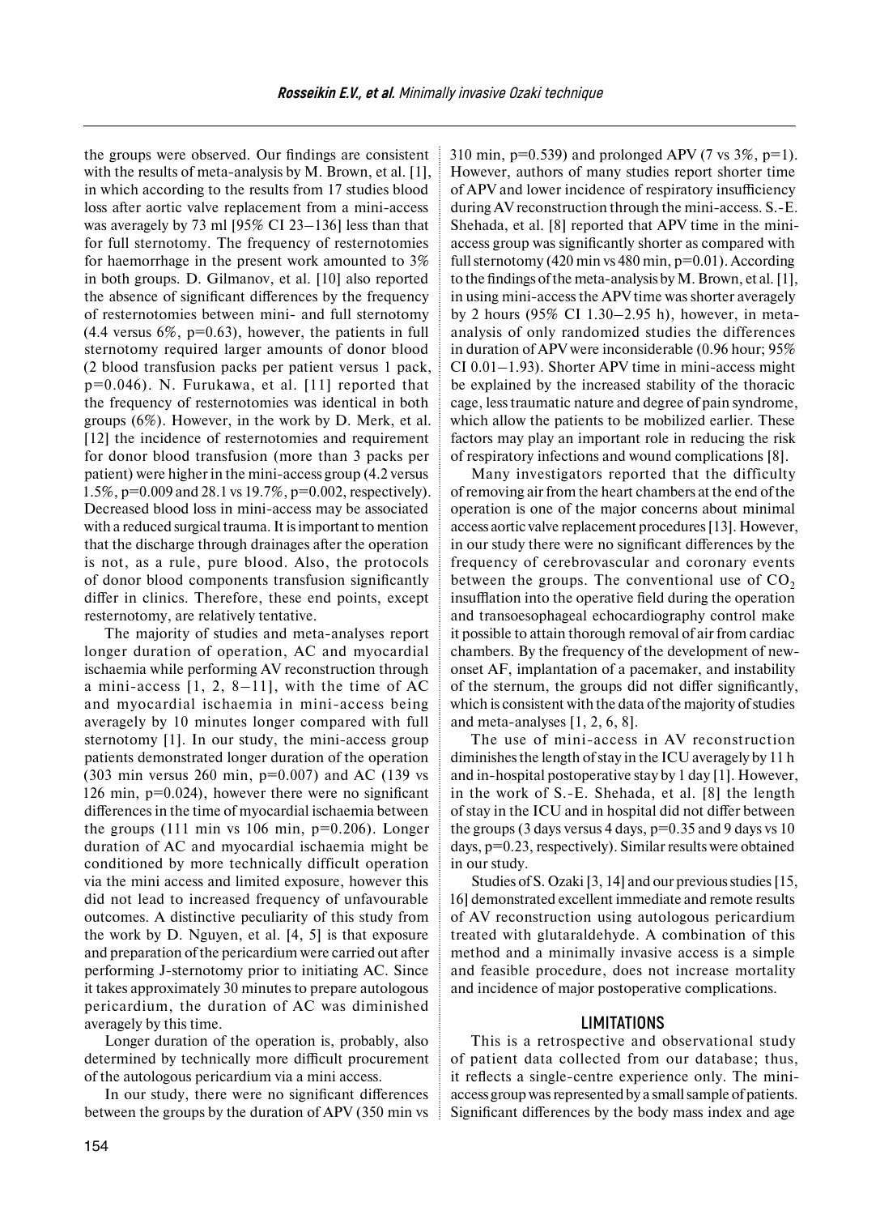the groups were observed. Our findings are consistent with the results of meta-analysis by M. Brown, et al. [1], in which according to the results from 17 studies blood loss after aortic valve replacement from a mini-access was averagely by 73 ml [95% CI 23–136] less than that for full sternotomy. The frequency of resternotomies for haemorrhage in the present work amounted to 3% in both groups. D. Gilmanov, et al. [10] also reported the absence of significant differences by the frequency of resternotomies between mini- and full sternotomy (4.4 versus 6%, p=0.63), however, the patients in full sternotomy required larger amounts of donor blood (2 blood transfusion packs per patient versus 1 pack, p=0.046). N. Furukawa, et al. [11] reported that the frequency of resternotomies was identical in both groups (6%). However, in the work by D. Merk, et al. [12] the incidence of resternotomies and requirement for donor blood transfusion (more than 3 packs per patient) were higher in the mini-access group (4.2 versus 1.5%, p=0.009 and 28.1 vs 19.7%, p=0.002, respectively). Decreased blood loss in mini-access may be associated with a reduced surgical trauma. It is important to mention that the discharge through drainages after the operation is not, as a rule, pure blood. Also, the protocols of donor blood components transfusion significantly differ in clinics. Therefore, these end points, except resternotomy, are relatively tentative.

The majority of studies and meta-analyses report longer duration of operation, AC and myocardial ischaemia while performing AV reconstruction through a mini-access [1, 2, 8–11], with the time of AC and myocardial ischaemia in mini-access being averagely by 10 minutes longer compared with full sternotomy [1]. In our study, the mini-access group patients demonstrated longer duration of the operation (303 min versus 260 min, p=0.007) and AC (139 vs 126 min, p=0.024), however there were no significant differences in the time of myocardial ischaemia between the groups (111 min vs 106 min, p=0.206). Longer duration of AC and myocardial ischaemia might be conditioned by more technically difficult operation via the mini access and limited exposure, however this did not lead to increased frequency of unfavourable outcomes. A distinctive peculiarity of this study from the work by D. Nguyen, et al. [4, 5] is that exposure and preparation of the pericardium were carried out after performing J-sternotomy prior to initiating AC. Since it takes approximately 30 minutes to prepare autologous pericardium, the duration of AC was diminished averagely by this time.

Longer duration of the operation is, probably, also determined by technically more difficult procurement of the autologous pericardium via a mini access.

In our study, there were no significant differences between the groups by the duration of APV (350 min vs 310 min, p=0.539) and prolonged APV (7 vs 3%, p=1). However, authors of many studies report shorter time of APV and lower incidence of respiratory insufficiency during AV reconstruction through the mini-access. S.-E. Shehada, et al. [8] reported that APV time in the mini-access group was significantly shorter as compared with full sternotomy (420 min vs 480 min, p=0.01). According to the findings of the meta-analysis by M. Brown, et al. [1], in using mini-access the APV time was shorter averagely by 2 hours (95% CI 1.30–2.95 h), however, in meta-analysis of only randomized studies the differences in duration of APV were inconsiderable (0.96 hour; 95% CI 0.01–1.93). Shorter APV time in mini-access might be explained by the increased stability of the thoracic cage, less traumatic nature and degree of pain syndrome, which allow the patients to be mobilized earlier. These factors may play an important role in reducing the risk of respiratory infections and wound complications [8].

Many investigators reported that the difficulty of removing air from the heart chambers at the end of the operation is one of the major concerns about minimal access aortic valve replacement procedures [13]. However, in our study there were no significant differences by the frequency of cerebrovascular and coronary events between the groups. The conventional use of $CO_2$ insufflation into the operative field during the operation and transoesophageal echocardiography control make it possible to attain thorough removal of air from cardiac chambers. By the frequency of the development of new-onset AF, implantation of a pacemaker, and instability of the sternum, the groups did not differ significantly, which is consistent with the data of the majority of studies and meta-analyses [1, 2, 6, 8].

The use of mini-access in AV reconstruction diminishes the length of stay in the ICU averagely by 11 h and in-hospital postoperative stay by 1 day [1]. However, in the work of S.-E. Shehada, et al. [8] the length of stay in the ICU and in hospital did not differ between the groups (3 days versus 4 days, p=0.35 and 9 days vs 10 days, p=0.23, respectively). Similar results were obtained in our study.

Studies of S. Ozaki [3, 14] and our previous studies [15, 16] demonstrated excellent immediate and remote results of AV reconstruction using autologous pericardium treated with glutaraldehyde. A combination of this method and a minimally invasive access is a simple and feasible procedure, does not increase mortality and incidence of major postoperative complications.

## LIMITATIONS

This is a retrospective and observational study of patient data collected from our database; thus, it reflects a single-centre experience only. The mini-access group was represented by a small sample of patients. Significant differences by the body mass index and age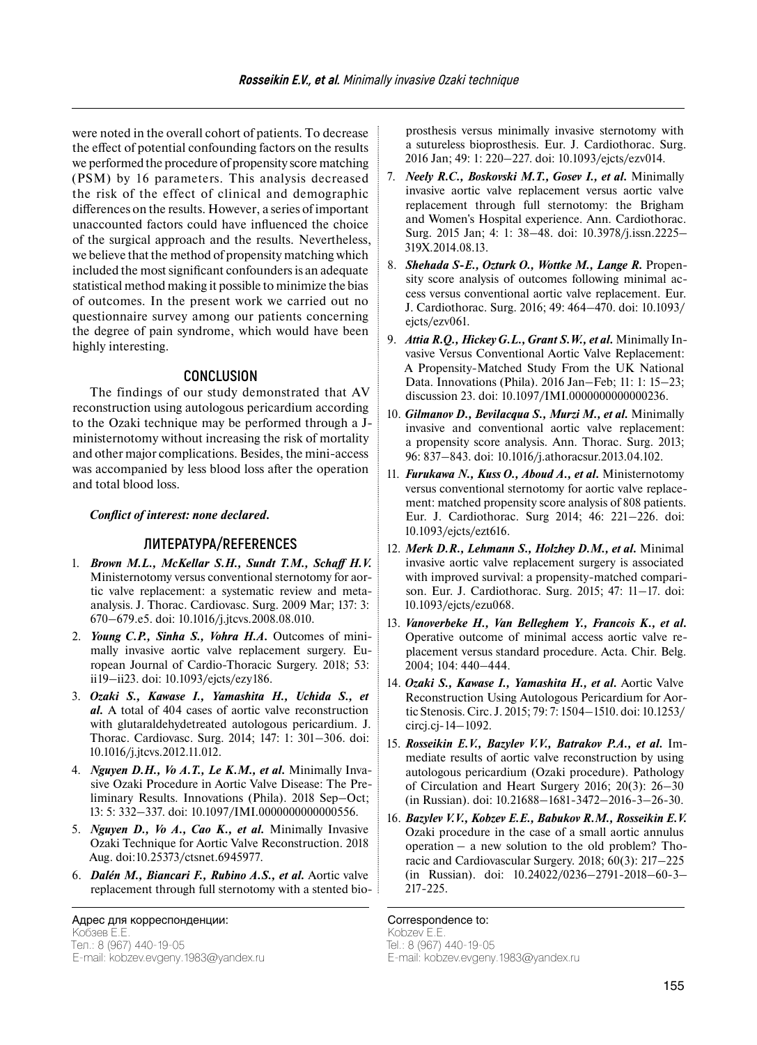were noted in the overall cohort of patients. To decrease the effect of potential confounding factors on the results we performed the procedure of propensity score matching (PSM) by 16 parameters. This analysis decreased the risk of the effect of clinical and demographic differences on the results. However, a series of important unaccounted factors could have influenced the choice of the surgical approach and the results. Nevertheless, we believe that the method of propensity matching which included the most significant confounders is an adequate statistical method making it possible to minimize the bias of outcomes. In the present work we carried out no questionnaire survey among our patients concerning the degree of pain syndrome, which would have been highly interesting.

## CONCLUSION

The findings of our study demonstrated that AV reconstruction using autologous pericardium according to the Ozaki technique may be performed through a J-ministernotomy without increasing the risk of mortality and other major complications. Besides, the mini-access was accompanied by less blood loss after the operation and total blood loss.

***Conflict of interest: none declared.***

## ЛИТЕРАТУРА/REFERENCES

1. ***Brown M.L., McKellar S.H., Sundt T.M., Schaff H.V.*** Ministernotomy versus conventional sternotomy for aortic valve replacement: a systematic review and meta-analysis. J. Thorac. Cardiovasc. Surg. 2009 Mar; 137: 3: 670–679.e5. doi: 10.1016/j.jtcvs.2008.08.010.
2. ***Young C.P., Sinha S., Vohra H.A.*** Outcomes of minimally invasive aortic valve replacement surgery. European Journal of Cardio-Thoracic Surgery. 2018; 53: ii19–ii23. doi: 10.1093/ejcts/ezy186.
3. ***Ozaki S., Kawase I., Yamashita H., Uchida S., et al.*** A total of 404 cases of aortic valve reconstruction with glutaraldehydetreated autologous pericardium. J. Thorac. Cardiovasc. Surg. 2014; 147: 1: 301–306. doi: 10.1016/j.jtcvs.2012.11.012.
4. ***Nguyen D.H., Vo A.T., Le K.M., et al.*** Minimally Invasive Ozaki Procedure in Aortic Valve Disease: The Preliminary Results. Innovations (Phila). 2018 Sep–Oct; 13: 5: 332–337. doi: 10.1097/IMI.0000000000000556.
5. ***Nguyen D., Vo A., Cao K., et al.*** Minimally Invasive Ozaki Technique for Aortic Valve Reconstruction. 2018 Aug. doi:10.25373/ctsnet.6945977.
6. ***Dalén M., Biancari F., Rubino A.S., et al.*** Aortic valve replacement through full sternotomy with a stented bioprosthesis versus minimally invasive sternotomy with a sutureless bioprosthesis. Eur. J. Cardiothorac. Surg. 2016 Jan; 49: 1: 220–227. doi: 10.1093/ejcts/ezv014.
7. ***Neely R.C., Boskovski M.T., Gosev I., et al.*** Minimally invasive aortic valve replacement versus aortic valve replacement through full sternotomy: the Brigham and Women's Hospital experience. Ann. Cardiothorac. Surg. 2015 Jan; 4: 1: 38–48. doi: 10.3978/j.issn.2225–319X.2014.08.13.
8. ***Shehada S-E., Ozturk O., Wottke M., Lange R.*** Propensity score analysis of outcomes following minimal access versus conventional aortic valve replacement. Eur. J. Cardiothorac. Surg. 2016; 49: 464–470. doi: 10.1093/ejcts/ezv061.
9. ***Attia R.Q., Hickey G.L., Grant S.W., et al.*** Minimally Invasive Versus Conventional Aortic Valve Replacement: A Propensity-Matched Study From the UK National Data. Innovations (Phila). 2016 Jan–Feb; 11: 1: 15–23; discussion 23. doi: 10.1097/IMI.0000000000000236.
10. ***Gilmanov D., Bevilacqua S., Murzi M., et al.*** Minimally invasive and conventional aortic valve replacement: a propensity score analysis. Ann. Thorac. Surg. 2013; 96: 837–843. doi: 10.1016/j.athoracsur.2013.04.102.
11. ***Furukawa N., Kuss O., Aboud A., et al.*** Ministernotomy versus conventional sternotomy for aortic valve replacement: matched propensity score analysis of 808 patients. Eur. J. Cardiothorac. Surg 2014; 46: 221–226. doi: 10.1093/ejcts/ezt616.
12. ***Merk D.R., Lehmann S., Holzhey D.M., et al.*** Minimal invasive aortic valve replacement surgery is associated with improved survival: a propensity-matched comparison. Eur. J. Cardiothorac. Surg. 2015; 47: 11–17. doi: 10.1093/ejcts/ezu068.
13. ***Vanoverbeke H., Van Belleghem Y., Francois K., et al.*** Operative outcome of minimal access aortic valve replacement versus standard procedure. Acta. Chir. Belg. 2004; 104: 440–444.
14. ***Ozaki S., Kawase I., Yamashita H., et al.*** Aortic Valve Reconstruction Using Autologous Pericardium for Aortic Stenosis. Circ. J. 2015; 79: 7: 1504–1510. doi: 10.1253/circj.cj-14–1092.
15. ***Rosseikin E.V., Bazylev V.V., Batrakov P.A., et al.*** Immediate results of aortic valve reconstruction by using autologous pericardium (Ozaki procedure). Pathology of Circulation and Heart Surgery 2016; 20(3): 26–30 (in Russian). doi: 10.21688–1681-3472–2016-3–26-30.
16. ***Bazylev V.V., Kobzev E.E., Babukov R.M., Rosseikin E.V.*** Ozaki procedure in the case of a small aortic annulus operation – a new solution to the old problem? Thoracic and Cardiovascular Surgery. 2018; 60(3): 217–225 (in Russian). doi: 10.24022/0236–2791-2018–60-3–217-225.

Адрес для корреспонденции:
Кобзев Е.Е.
Тел.: 8 (967) 440-19-05
E-mail: kobzev.evgeny.1983@yandex.ru

Correspondence to:
Kobzev E.E.
Tel.: 8 (967) 440-19-05
E-mail: kobzev.evgeny.1983@yandex.ru